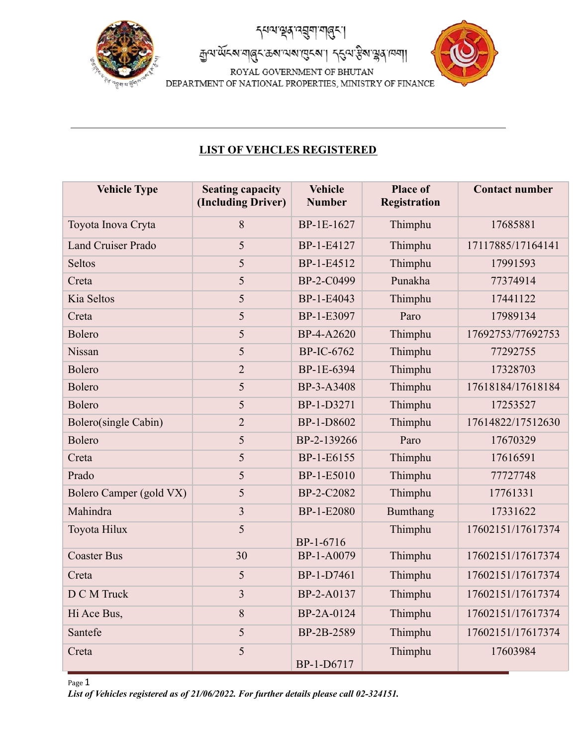དཔལ་ལྡན་འབྲུག་གཞུང་།
རྒྱལ་ཡོངས་གཞུང་ཆས་ལས་ཁུངས། དངུལ་རྩིས་ལྷན་ཁག།

ROYAL GOVERNMENT OF BHUTAN
DEPARTMENT OF NATIONAL PROPERTIES, MINISTRY OF FINANCE

## LIST OF VEHCLES REGISTERED

| Vehicle Type | Seating capacity (Including Driver) | Vehicle Number | Place of Registration | Contact number |
|---|---|---|---|---|
| Toyota Inova Cryta | 8 | BP-1E-1627 | Thimphu | 17685881 |
| Land Cruiser Prado | 5 | BP-1-E4127 | Thimphu | 17117885/17164141 |
| Seltos | 5 | BP-1-E4512 | Thimphu | 17991593 |
| Creta | 5 | BP-2-C0499 | Punakha | 77374914 |
| Kia Seltos | 5 | BP-1-E4043 | Thimphu | 17441122 |
| Creta | 5 | BP-1-E3097 | Paro | 17989134 |
| Bolero | 5 | BP-4-A2620 | Thimphu | 17692753/77692753 |
| Nissan | 5 | BP-IC-6762 | Thimphu | 77292755 |
| Bolero | 2 | BP-1E-6394 | Thimphu | 17328703 |
| Bolero | 5 | BP-3-A3408 | Thimphu | 17618184/17618184 |
| Bolero | 5 | BP-1-D3271 | Thimphu | 17253527 |
| Bolero(single Cabin) | 2 | BP-1-D8602 | Thimphu | 17614822/17512630 |
| Bolero | 5 | BP-2-139266 | Paro | 17670329 |
| Creta | 5 | BP-1-E6155 | Thimphu | 17616591 |
| Prado | 5 | BP-1-E5010 | Thimphu | 77727748 |
| Bolero Camper (gold VX) | 5 | BP-2-C2082 | Thimphu | 17761331 |
| Mahindra | 3 | BP-1-E2080 | Bumthang | 17331622 |
| Toyota Hilux | 5 | BP-1-6716 | Thimphu | 17602151/17617374 |
| Coaster Bus | 30 | BP-1-A0079 | Thimphu | 17602151/17617374 |
| Creta | 5 | BP-1-D7461 | Thimphu | 17602151/17617374 |
| D C M Truck | 3 | BP-2-A0137 | Thimphu | 17602151/17617374 |
| Hi Ace Bus, | 8 | BP-2A-0124 | Thimphu | 17602151/17617374 |
| Santefe | 5 | BP-2B-2589 | Thimphu | 17602151/17617374 |
| Creta | 5 | BP-1-D6717 | Thimphu | 17603984 |

*List of Vehicles registered as of 21/06/2022. For further details please call 02-324151.*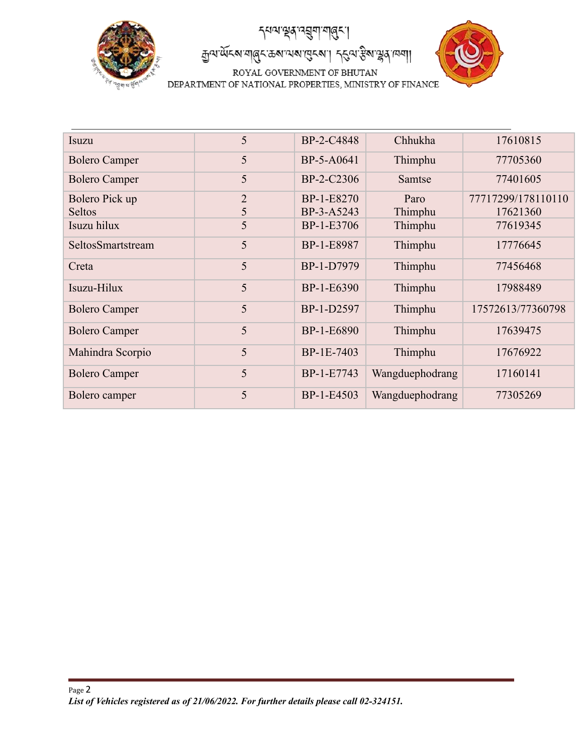| | | | | |
|---|---|---|---|---|
| Isuzu | 5 | BP-2-C4848 | Chhukha | 17610815 |
| Bolero Camper | 5 | BP-5-A0641 | Thimphu | 77705360 |
| Bolero Camper | 5 | BP-2-C2306 | Samtse | 77401605 |
| Bolero Pick up | 2 | BP-1-E8270 | Paro | 77717299/178110110 |
| Seltos | 5 | BP-3-A5243 | Thimphu | 17621360 |
| Isuzu hilux | 5 | BP-1-E3706 | Thimphu | 77619345 |
| SeltosSmartstream | 5 | BP-1-E8987 | Thimphu | 17776645 |
| Creta | 5 | BP-1-D7979 | Thimphu | 77456468 |
| Isuzu-Hilux | 5 | BP-1-E6390 | Thimphu | 17988489 |
| Bolero Camper | 5 | BP-1-D2597 | Thimphu | 17572613/77360798 |
| Bolero Camper | 5 | BP-1-E6890 | Thimphu | 17639475 |
| Mahindra Scorpio | 5 | BP-1E-7403 | Thimphu | 17676922 |
| Bolero Camper | 5 | BP-1-E7743 | Wangduephodrang | 17160141 |
| Bolero camper | 5 | BP-1-E4503 | Wangduephodrang | 77305269 |